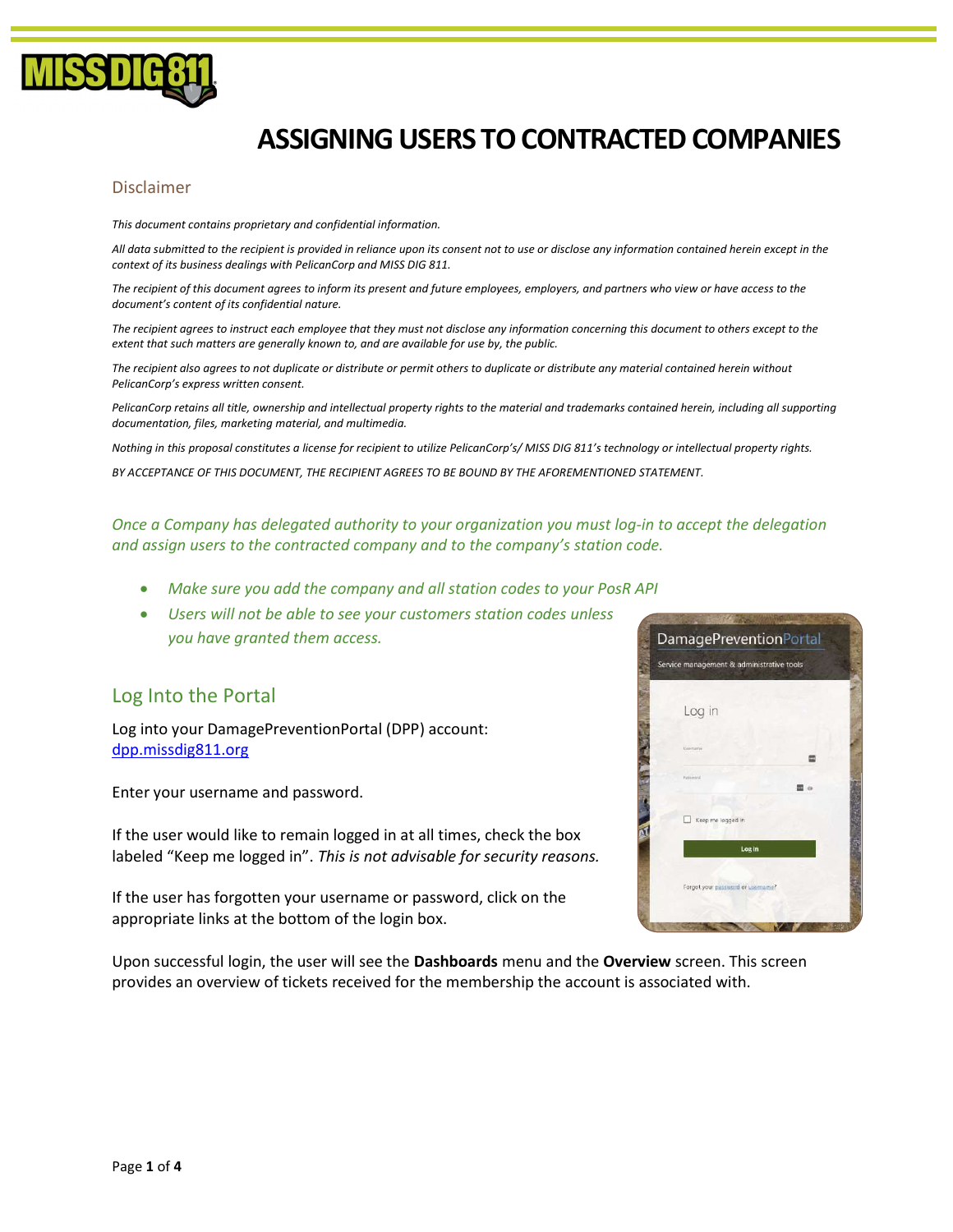# ASSIGNING USERS TO CONTRACTED COMPANIES

## Disclaimer

*This document contains proprietary and confidential information.*

*All data submitted to the recipient is provided in reliance upon its consent not to use or disclose any information contained herein except in the context of its business dealings with PelicanCorp and MISS DIG 811.*

*The recipient of this document agrees to inform its present and future employees, employers, and partners who view or have access to the document's content of its confidential nature.*

*The recipient agrees to instruct each employee that they must not disclose any information concerning this document to others except to the extent that such matters are generally known to, and are available for use by, the public.*

*The recipient also agrees to not duplicate or distribute or permit others to duplicate or distribute any material contained herein without PelicanCorp's express written consent.*

*PelicanCorp retains all title, ownership and intellectual property rights to the material and trademarks contained herein, including all supporting documentation, files, marketing material, and multimedia.*

*Nothing in this proposal constitutes a license for recipient to utilize PelicanCorp's/ MISS DIG 811's technology or intellectual property rights.*

*BY ACCEPTANCE OF THIS DOCUMENT, THE RECIPIENT AGREES TO BE BOUND BY THE AFOREMENTIONED STATEMENT.*

*Once a Company has delegated authority to your organization you must log-in to accept the delegation and assign users to the contracted company and to the company's station code.*

- *Make sure you add the company and all station codes to your PosR API*
- *Users will not be able to see your customers station codes unless you have granted them access.*

## Log Into the Portal

Log into your DamagePreventionPortal (DPP) account: dpp.missdig811.org

Enter your username and password.

If the user would like to remain logged in at all times, check the box labeled "Keep me logged in". *This is not advisable for security reasons.*

If the user has forgotten your username or password, click on the appropriate links at the bottom of the login box.

Upon successful login, the user will see the **Dashboards** menu and the **Overview** screen. This screen provides an overview of tickets received for the membership the account is associated with.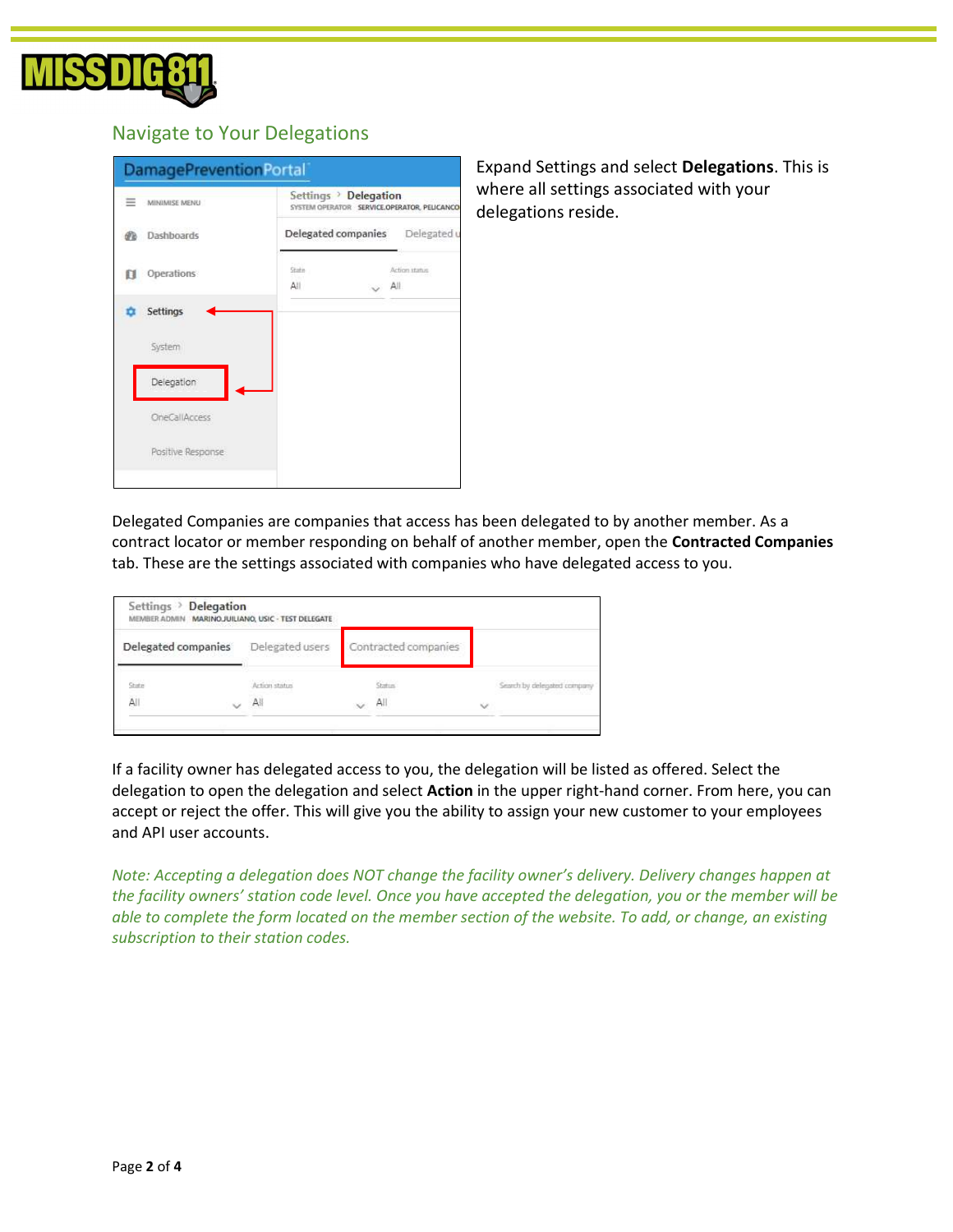## Navigate to Your Delegations

Expand Settings and select **Delegations**. This is where all settings associated with your delegations reside.

Delegated Companies are companies that access has been delegated to by another member. As a contract locator or member responding on behalf of another member, open the **Contracted Companies** tab. These are the settings associated with companies who have delegated access to you.

If a facility owner has delegated access to you, the delegation will be listed as offered. Select the delegation to open the delegation and select **Action** in the upper right-hand corner. From here, you can accept or reject the offer. This will give you the ability to assign your new customer to your employees and API user accounts.

*Note: Accepting a delegation does NOT change the facility owner's delivery. Delivery changes happen at the facility owners' station code level. Once you have accepted the delegation, you or the member will be able to complete the form located on the member section of the website. To add, or change, an existing subscription to their station codes.*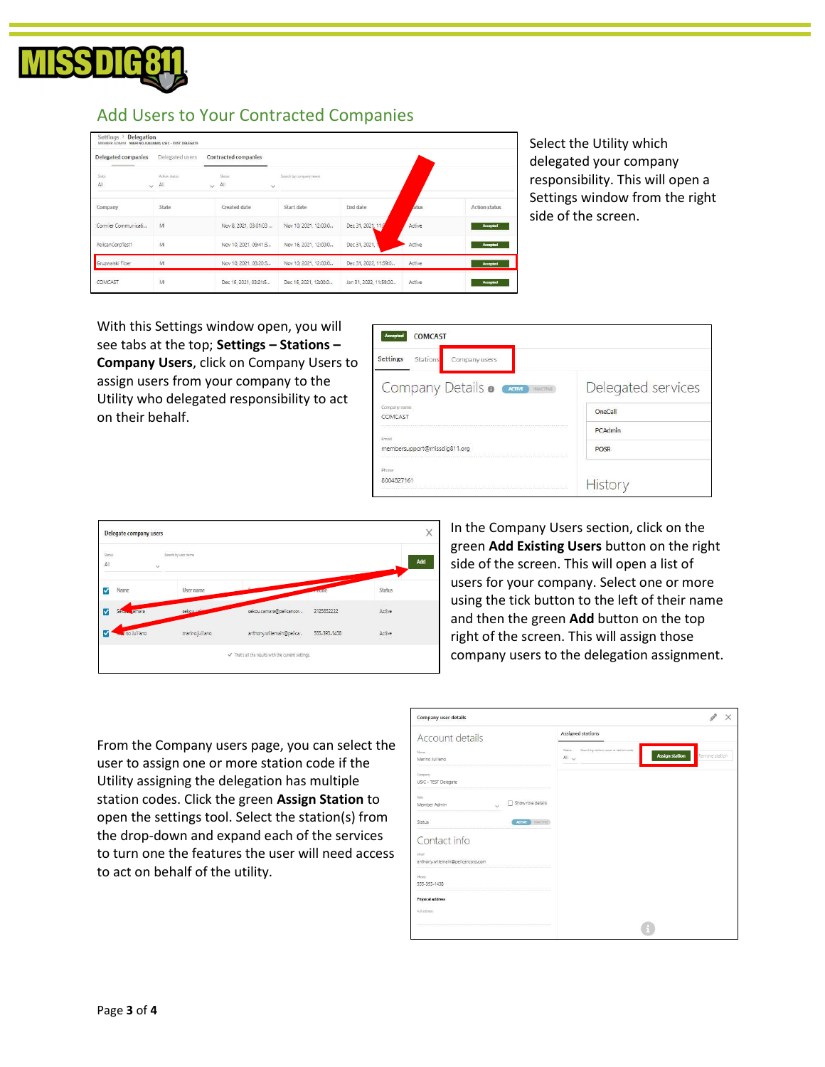## Add Users to Your Contracted Companies

Select the Utility which delegated your company responsibility. This will open a Settings window from the right side of the screen.

With this Settings window open, you will see tabs at the top; **Settings – Stations – Company Users**, click on Company Users to assign users from your company to the Utility who delegated responsibility to act on their behalf.

In the Company Users section, click on the green **Add Existing Users** button on the right side of the screen. This will open a list of users for your company. Select one or more using the tick button to the left of their name and then the green **Add** button on the top right of the screen. This will assign those company users to the delegation assignment.

From the Company users page, you can select the user to assign one or more station code if the Utility assigning the delegation has multiple station codes. Click the green **Assign Station** to open the settings tool. Select the station(s) from the drop-down and expand each of the services to turn one the features the user will need access to act on behalf of the utility.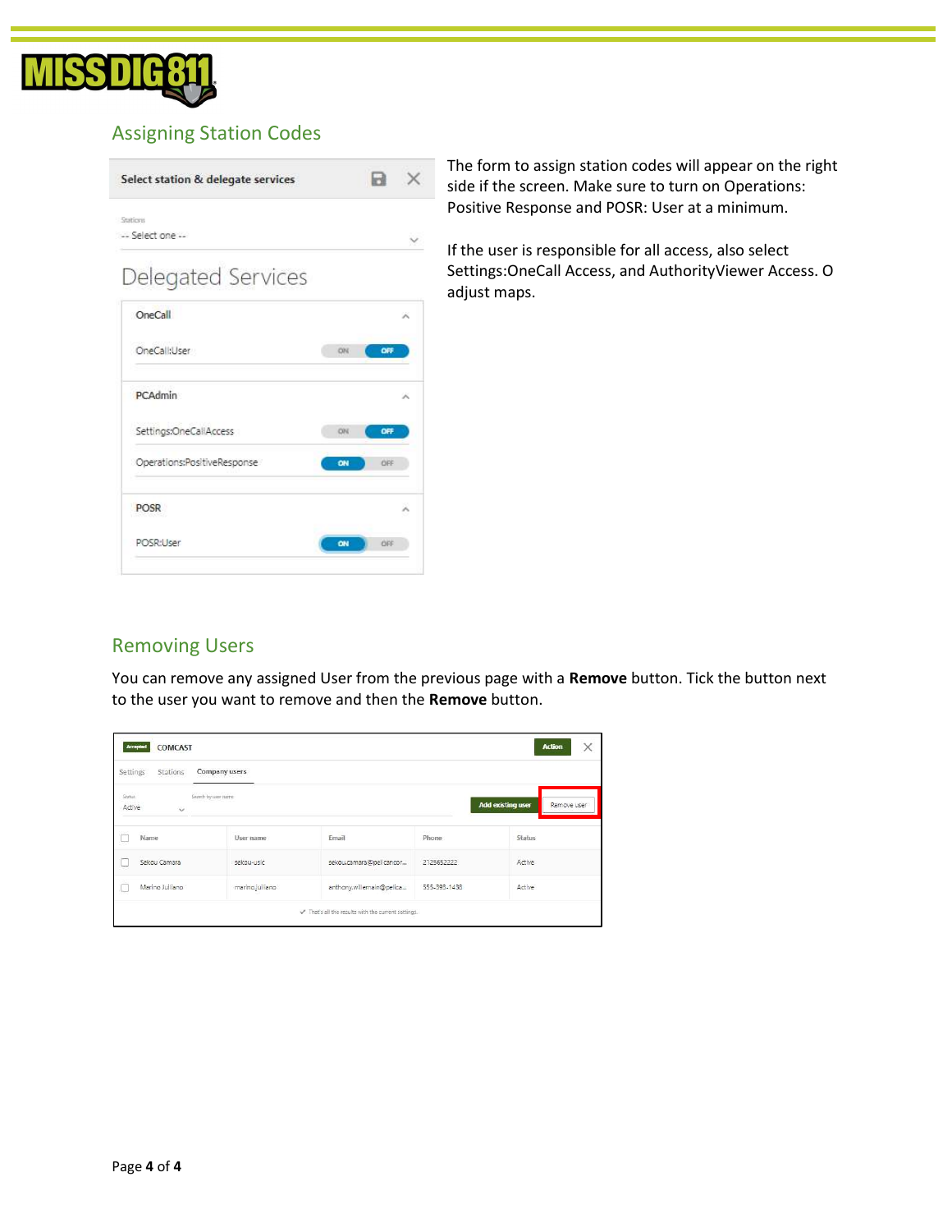## Assigning Station Codes

The form to assign station codes will appear on the right side if the screen. Make sure to turn on Operations: Positive Response and POSR: User at a minimum.

If the user is responsible for all access, also select Settings:OneCall Access, and AuthorityViewer Access. O adjust maps.

## Removing Users

You can remove any assigned User from the previous page with a **Remove** button. Tick the button next to the user you want to remove and then the **Remove** button.